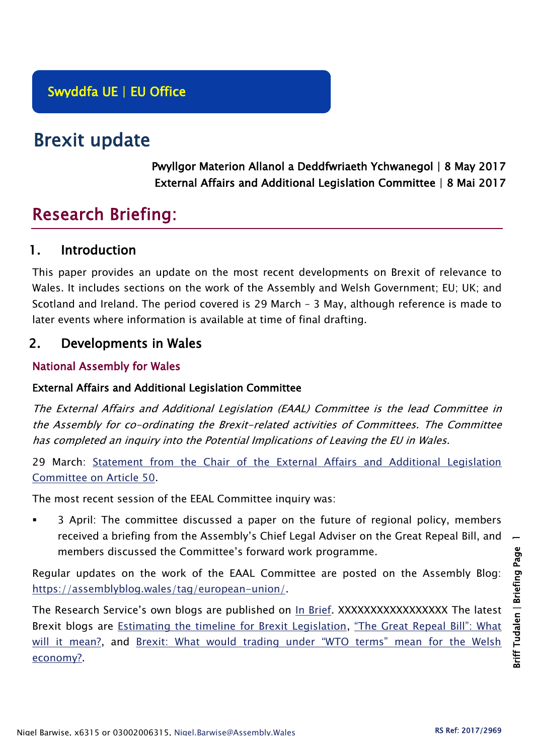Swyddfa UE | EU Office

# Brexit update

**Pwyllgor Materion Allanol a Deddfwriaeth Ychwanegol | 8 May 2017**
**External Affairs and Additional Legislation Committee | 8 Mai 2017**

# Research Briefing:

## 1. Introduction

This paper provides an update on the most recent developments on Brexit of relevance to Wales. It includes sections on the work of the Assembly and Welsh Government; EU; UK; and Scotland and Ireland. The period covered is 29 March – 3 May, although reference is made to later events where information is available at time of final drafting.

## 2. Developments in Wales

### National Assembly for Wales

#### External Affairs and Additional Legislation Committee

*The External Affairs and Additional Legislation (EAAL) Committee is the lead Committee in the Assembly for co-ordinating the Brexit-related activities of Committees. The Committee has completed an inquiry into the Potential Implications of Leaving the EU in Wales.*

29 March: Statement from the Chair of the External Affairs and Additional Legislation Committee on Article 50.

The most recent session of the EEAL Committee inquiry was:

- 3 April: The committee discussed a paper on the future of regional policy, members received a briefing from the Assembly's Chief Legal Adviser on the Great Repeal Bill, and members discussed the Committee's forward work programme.

Regular updates on the work of the EAAL Committee are posted on the Assembly Blog: https://assemblyblog.wales/tag/european-union/.

The Research Service's own blogs are published on In Brief. XXXXXXXXXXXXXXXXX The latest Brexit blogs are Estimating the timeline for Brexit Legislation, "The Great Repeal Bill": What will it mean?, and Brexit: What would trading under "WTO terms" mean for the Welsh economy?.

Nigel Barwise, x6315 or 03002006315, Nigel.Barwise@Assembly.Wales

RS Ref: 2017/2969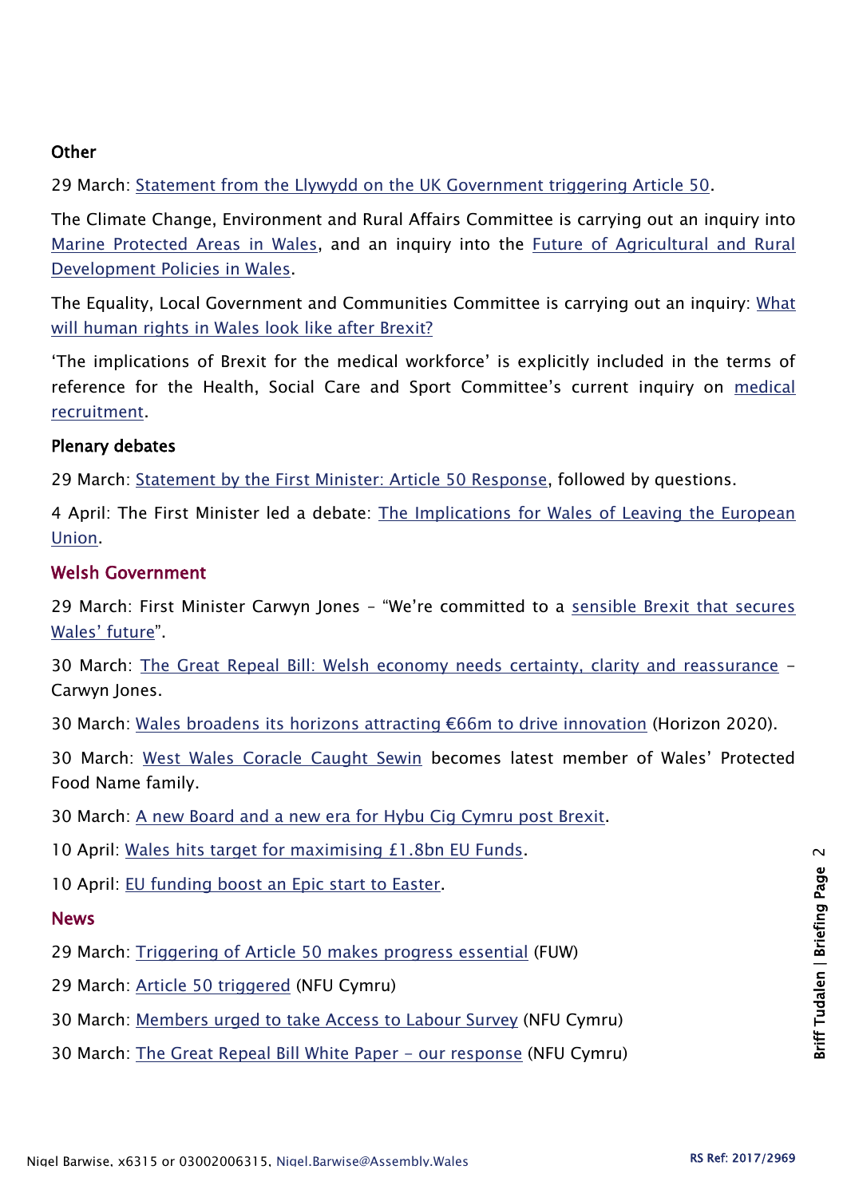### Other

29 March: Statement from the Llywydd on the UK Government triggering Article 50.

The Climate Change, Environment and Rural Affairs Committee is carrying out an inquiry into Marine Protected Areas in Wales, and an inquiry into the Future of Agricultural and Rural Development Policies in Wales.

The Equality, Local Government and Communities Committee is carrying out an inquiry: What will human rights in Wales look like after Brexit?

'The implications of Brexit for the medical workforce' is explicitly included in the terms of reference for the Health, Social Care and Sport Committee's current inquiry on medical recruitment.

### Plenary debates

29 March: Statement by the First Minister: Article 50 Response, followed by questions.

4 April: The First Minister led a debate: The Implications for Wales of Leaving the European Union.

## Welsh Government

29 March: First Minister Carwyn Jones – "We're committed to a sensible Brexit that secures Wales' future".

30 March: The Great Repeal Bill: Welsh economy needs certainty, clarity and reassurance – Carwyn Jones.

30 March: Wales broadens its horizons attracting €66m to drive innovation (Horizon 2020).

30 March: West Wales Coracle Caught Sewin becomes latest member of Wales' Protected Food Name family.

30 March: A new Board and a new era for Hybu Cig Cymru post Brexit.

10 April: Wales hits target for maximising £1.8bn EU Funds.

10 April: EU funding boost an Epic start to Easter.

## News

29 March: Triggering of Article 50 makes progress essential (FUW)

29 March: Article 50 triggered (NFU Cymru)

30 March: Members urged to take Access to Labour Survey (NFU Cymru)

30 March: The Great Repeal Bill White Paper – our response (NFU Cymru)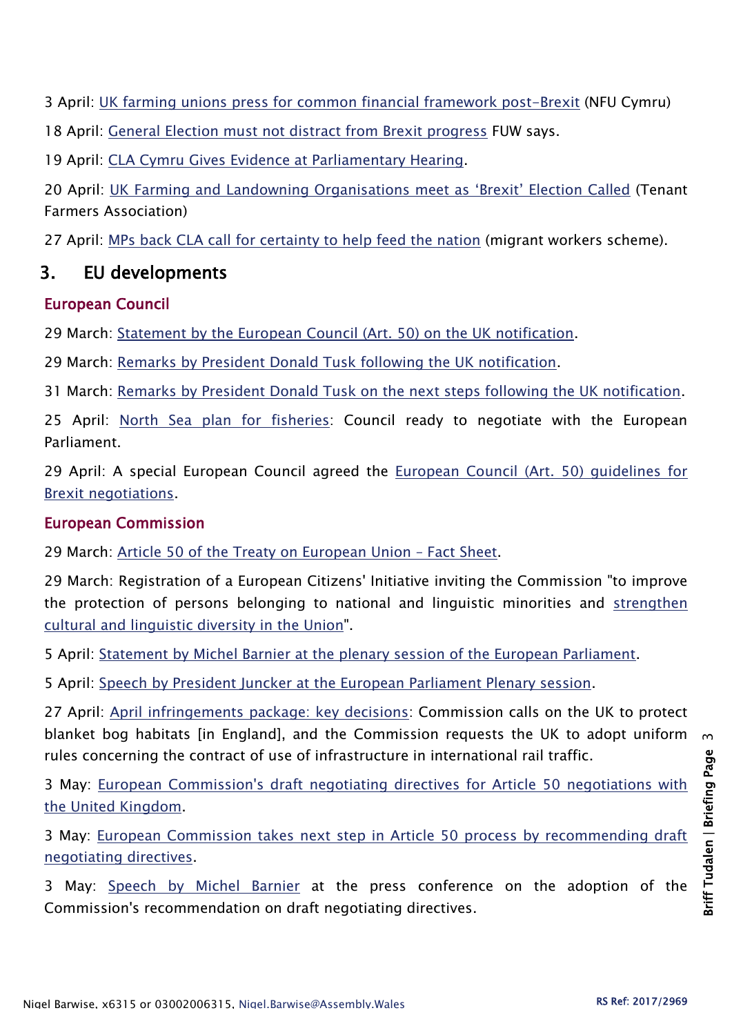3 April: UK farming unions press for common financial framework post-Brexit (NFU Cymru)

18 April: General Election must not distract from Brexit progress FUW says.

19 April: CLA Cymru Gives Evidence at Parliamentary Hearing.

20 April: UK Farming and Landowning Organisations meet as 'Brexit' Election Called (Tenant Farmers Association)

27 April: MPs back CLA call for certainty to help feed the nation (migrant workers scheme).

## 3. EU developments

### European Council

29 March: Statement by the European Council (Art. 50) on the UK notification.

29 March: Remarks by President Donald Tusk following the UK notification.

31 March: Remarks by President Donald Tusk on the next steps following the UK notification.

25 April: North Sea plan for fisheries: Council ready to negotiate with the European Parliament.

29 April: A special European Council agreed the European Council (Art. 50) guidelines for Brexit negotiations.

### European Commission

29 March: Article 50 of the Treaty on European Union – Fact Sheet.

29 March: Registration of a European Citizens' Initiative inviting the Commission "to improve the protection of persons belonging to national and linguistic minorities and strengthen cultural and linguistic diversity in the Union".

5 April: Statement by Michel Barnier at the plenary session of the European Parliament.

5 April: Speech by President Juncker at the European Parliament Plenary session.

27 April: April infringements package: key decisions: Commission calls on the UK to protect blanket bog habitats [in England], and the Commission requests the UK to adopt uniform rules concerning the contract of use of infrastructure in international rail traffic.

3 May: European Commission's draft negotiating directives for Article 50 negotiations with the United Kingdom.

3 May: European Commission takes next step in Article 50 process by recommending draft negotiating directives.

3 May: Speech by Michel Barnier at the press conference on the adoption of the Commission's recommendation on draft negotiating directives.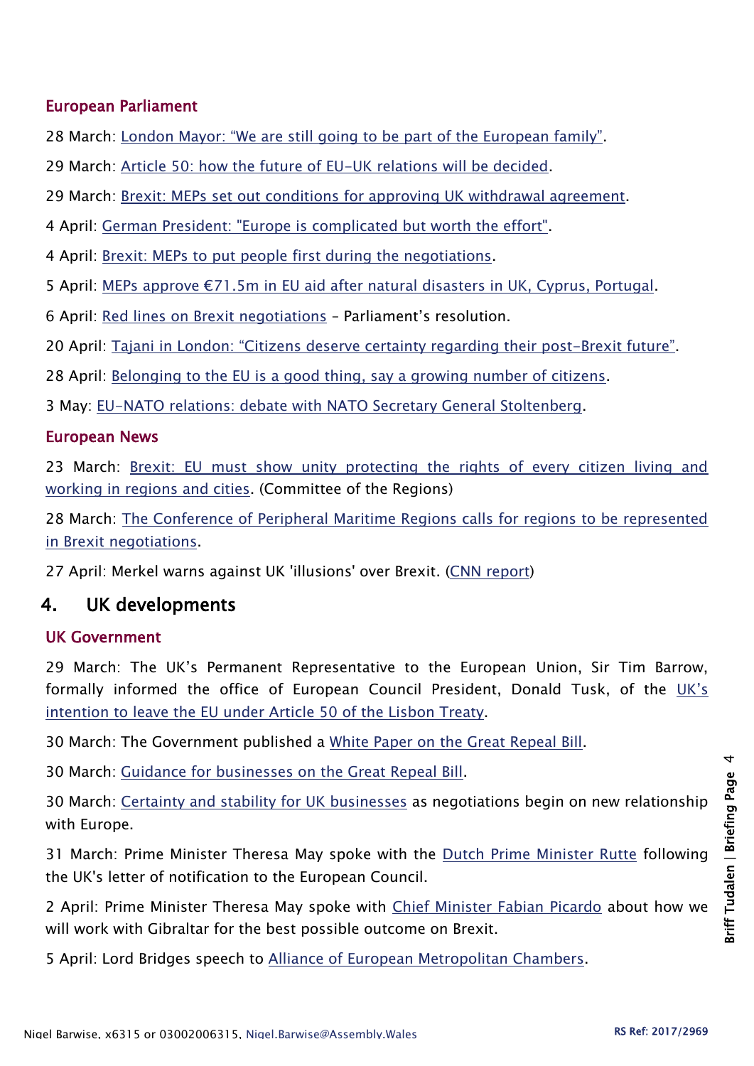### European Parliament

28 March: London Mayor: "We are still going to be part of the European family".

29 March: Article 50: how the future of EU-UK relations will be decided.

29 March: Brexit: MEPs set out conditions for approving UK withdrawal agreement.

4 April: German President: "Europe is complicated but worth the effort".

4 April: Brexit: MEPs to put people first during the negotiations.

5 April: MEPs approve €71.5m in EU aid after natural disasters in UK, Cyprus, Portugal.

6 April: Red lines on Brexit negotiations – Parliament's resolution.

20 April: Tajani in London: "Citizens deserve certainty regarding their post-Brexit future".

28 April: Belonging to the EU is a good thing, say a growing number of citizens.

3 May: EU-NATO relations: debate with NATO Secretary General Stoltenberg.

### European News

23 March: Brexit: EU must show unity protecting the rights of every citizen living and working in regions and cities. (Committee of the Regions)

28 March: The Conference of Peripheral Maritime Regions calls for regions to be represented in Brexit negotiations.

27 April: Merkel warns against UK 'illusions' over Brexit. (CNN report)

## 4. UK developments

### UK Government

29 March: The UK's Permanent Representative to the European Union, Sir Tim Barrow, formally informed the office of European Council President, Donald Tusk, of the UK's intention to leave the EU under Article 50 of the Lisbon Treaty.

30 March: The Government published a White Paper on the Great Repeal Bill.

30 March: Guidance for businesses on the Great Repeal Bill.

30 March: Certainty and stability for UK businesses as negotiations begin on new relationship with Europe.

31 March: Prime Minister Theresa May spoke with the Dutch Prime Minister Rutte following the UK's letter of notification to the European Council.

2 April: Prime Minister Theresa May spoke with Chief Minister Fabian Picardo about how we will work with Gibraltar for the best possible outcome on Brexit.

5 April: Lord Bridges speech to Alliance of European Metropolitan Chambers.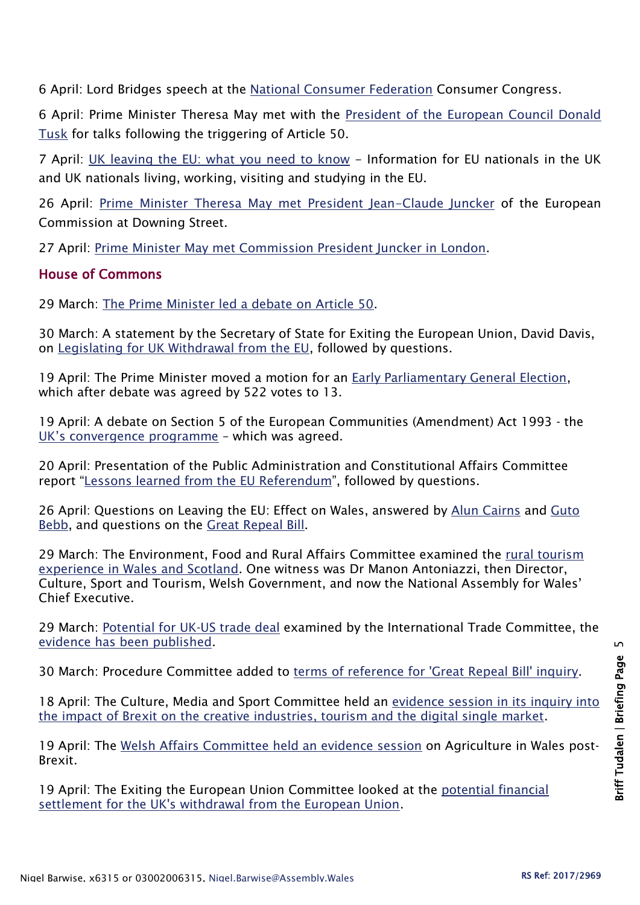6 April: Lord Bridges speech at the National Consumer Federation Consumer Congress.

6 April: Prime Minister Theresa May met with the President of the European Council Donald Tusk for talks following the triggering of Article 50.

7 April: UK leaving the EU: what you need to know - Information for EU nationals in the UK and UK nationals living, working, visiting and studying in the EU.

26 April: Prime Minister Theresa May met President Jean-Claude Juncker of the European Commission at Downing Street.

27 April: Prime Minister May met Commission President Juncker in London.

## House of Commons

29 March: The Prime Minister led a debate on Article 50.

30 March: A statement by the Secretary of State for Exiting the European Union, David Davis, on Legislating for UK Withdrawal from the EU, followed by questions.

19 April: The Prime Minister moved a motion for an Early Parliamentary General Election, which after debate was agreed by 522 votes to 13.

19 April: A debate on Section 5 of the European Communities (Amendment) Act 1993 - the UK's convergence programme – which was agreed.

20 April: Presentation of the Public Administration and Constitutional Affairs Committee report "Lessons learned from the EU Referendum", followed by questions.

26 April: Questions on Leaving the EU: Effect on Wales, answered by Alun Cairns and Guto Bebb, and questions on the Great Repeal Bill.

29 March: The Environment, Food and Rural Affairs Committee examined the rural tourism experience in Wales and Scotland. One witness was Dr Manon Antoniazzi, then Director, Culture, Sport and Tourism, Welsh Government, and now the National Assembly for Wales' Chief Executive.

29 March: Potential for UK-US trade deal examined by the International Trade Committee, the evidence has been published.

30 March: Procedure Committee added to terms of reference for 'Great Repeal Bill' inquiry.

18 April: The Culture, Media and Sport Committee held an evidence session in its inquiry into the impact of Brexit on the creative industries, tourism and the digital single market.

19 April: The Welsh Affairs Committee held an evidence session on Agriculture in Wales post-Brexit.

19 April: The Exiting the European Union Committee looked at the potential financial settlement for the UK's withdrawal from the European Union.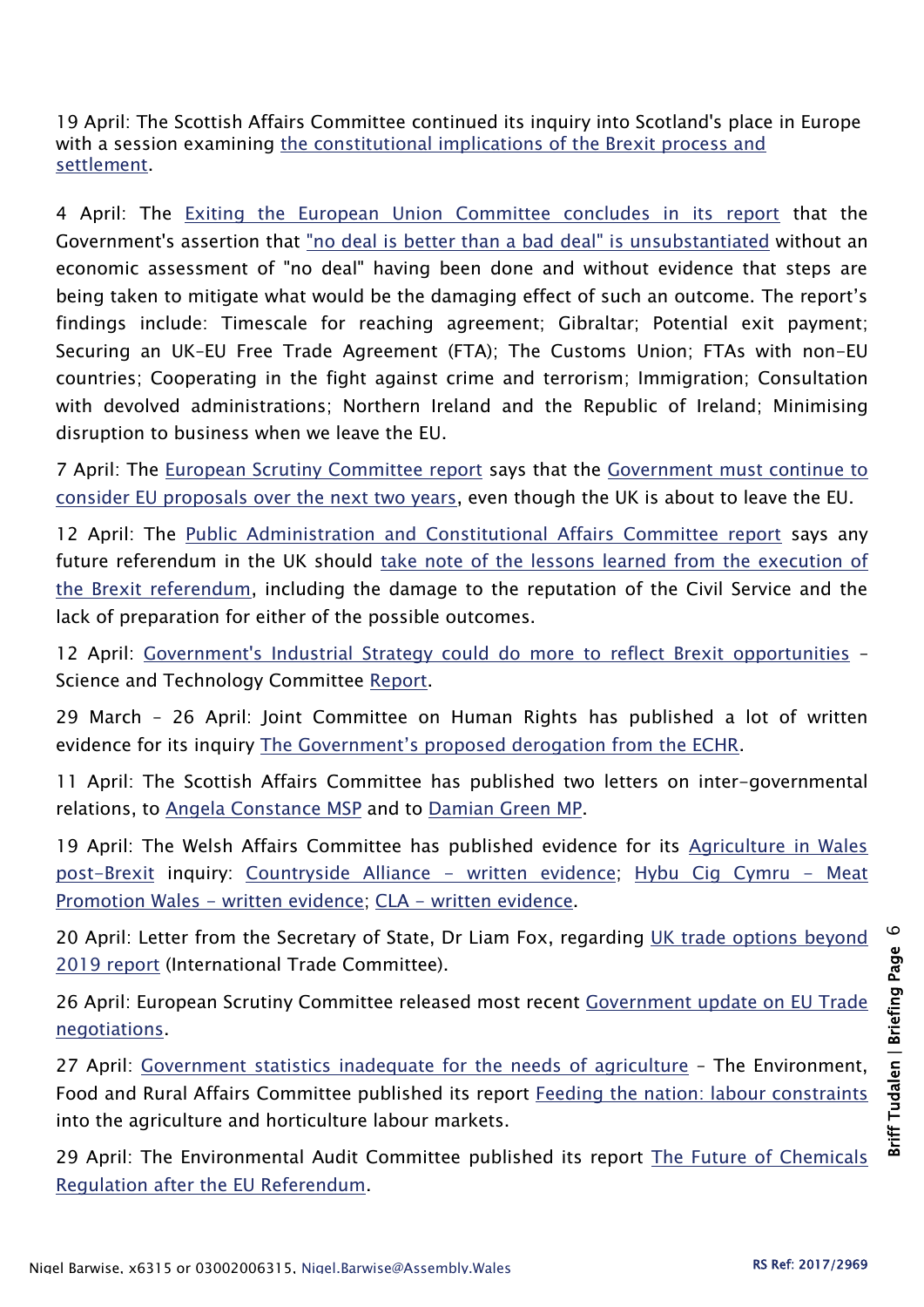19 April: The Scottish Affairs Committee continued its inquiry into Scotland's place in Europe with a session examining the constitutional implications of the Brexit process and settlement.

4 April: The Exiting the European Union Committee concludes in its report that the Government's assertion that "no deal is better than a bad deal" is unsubstantiated without an economic assessment of "no deal" having been done and without evidence that steps are being taken to mitigate what would be the damaging effect of such an outcome. The report's findings include: Timescale for reaching agreement; Gibraltar; Potential exit payment; Securing an UK-EU Free Trade Agreement (FTA); The Customs Union; FTAs with non-EU countries; Cooperating in the fight against crime and terrorism; Immigration; Consultation with devolved administrations; Northern Ireland and the Republic of Ireland; Minimising disruption to business when we leave the EU.

7 April: The European Scrutiny Committee report says that the Government must continue to consider EU proposals over the next two years, even though the UK is about to leave the EU.

12 April: The Public Administration and Constitutional Affairs Committee report says any future referendum in the UK should take note of the lessons learned from the execution of the Brexit referendum, including the damage to the reputation of the Civil Service and the lack of preparation for either of the possible outcomes.

12 April: Government's Industrial Strategy could do more to reflect Brexit opportunities – Science and Technology Committee Report.

29 March – 26 April: Joint Committee on Human Rights has published a lot of written evidence for its inquiry The Government's proposed derogation from the ECHR.

11 April: The Scottish Affairs Committee has published two letters on inter-governmental relations, to Angela Constance MSP and to Damian Green MP.

19 April: The Welsh Affairs Committee has published evidence for its Agriculture in Wales post-Brexit inquiry: Countryside Alliance – written evidence; Hybu Cig Cymru – Meat Promotion Wales – written evidence; CLA – written evidence.

20 April: Letter from the Secretary of State, Dr Liam Fox, regarding UK trade options beyond 2019 report (International Trade Committee).

26 April: European Scrutiny Committee released most recent Government update on EU Trade negotiations.

27 April: Government statistics inadequate for the needs of agriculture – The Environment, Food and Rural Affairs Committee published its report Feeding the nation: labour constraints into the agriculture and horticulture labour markets.

29 April: The Environmental Audit Committee published its report The Future of Chemicals Regulation after the EU Referendum.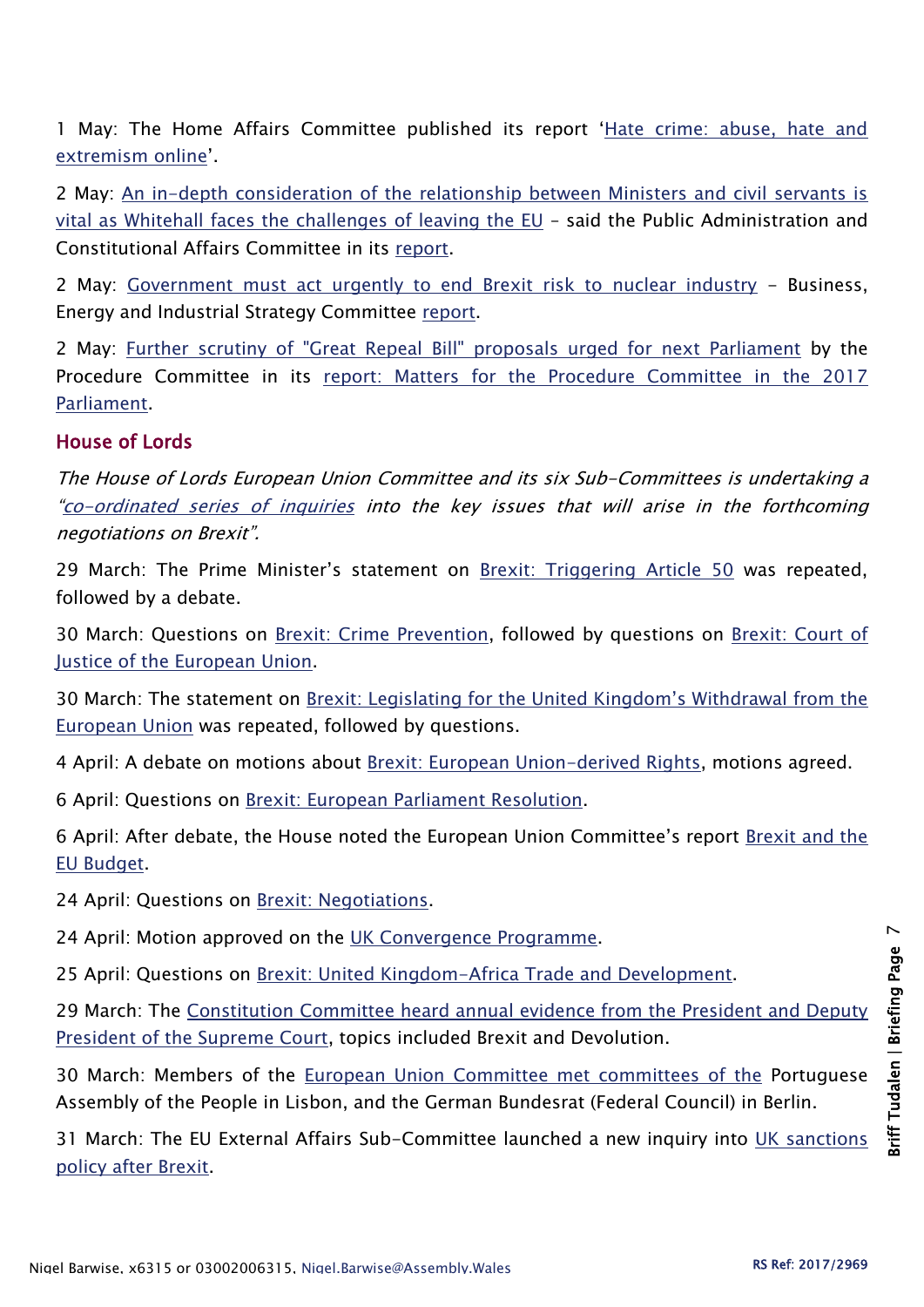1 May: The Home Affairs Committee published its report '[Hate crime: abuse, hate and extremism online]'.

2 May: [An in-depth consideration of the relationship between Ministers and civil servants is vital as Whitehall faces the challenges of leaving the EU] – said the Public Administration and Constitutional Affairs Committee in its [report].

2 May: [Government must act urgently to end Brexit risk to nuclear industry] – Business, Energy and Industrial Strategy Committee [report].

2 May: [Further scrutiny of "Great Repeal Bill" proposals urged for next Parliament] by the Procedure Committee in its [report: Matters for the Procedure Committee in the 2017 Parliament].

## House of Lords

*The House of Lords European Union Committee and its six Sub-Committees is undertaking a "[co-ordinated series of inquiries] into the key issues that will arise in the forthcoming negotiations on Brexit".*

29 March: The Prime Minister's statement on [Brexit: Triggering Article 50] was repeated, followed by a debate.

30 March: Questions on [Brexit: Crime Prevention], followed by questions on [Brexit: Court of Justice of the European Union].

30 March: The statement on [Brexit: Legislating for the United Kingdom's Withdrawal from the European Union] was repeated, followed by questions.

4 April: A debate on motions about [Brexit: European Union-derived Rights], motions agreed.

6 April: Questions on [Brexit: European Parliament Resolution].

6 April: After debate, the House noted the European Union Committee's report [Brexit and the EU Budget].

24 April: Questions on [Brexit: Negotiations].

24 April: Motion approved on the [UK Convergence Programme].

25 April: Questions on [Brexit: United Kingdom-Africa Trade and Development].

29 March: The [Constitution Committee heard annual evidence from the President and Deputy President of the Supreme Court], topics included Brexit and Devolution.

30 March: Members of the [European Union Committee met committees of the] Portuguese Assembly of the People in Lisbon, and the German Bundesrat (Federal Council) in Berlin.

31 March: The EU External Affairs Sub-Committee launched a new inquiry into [UK sanctions policy after Brexit].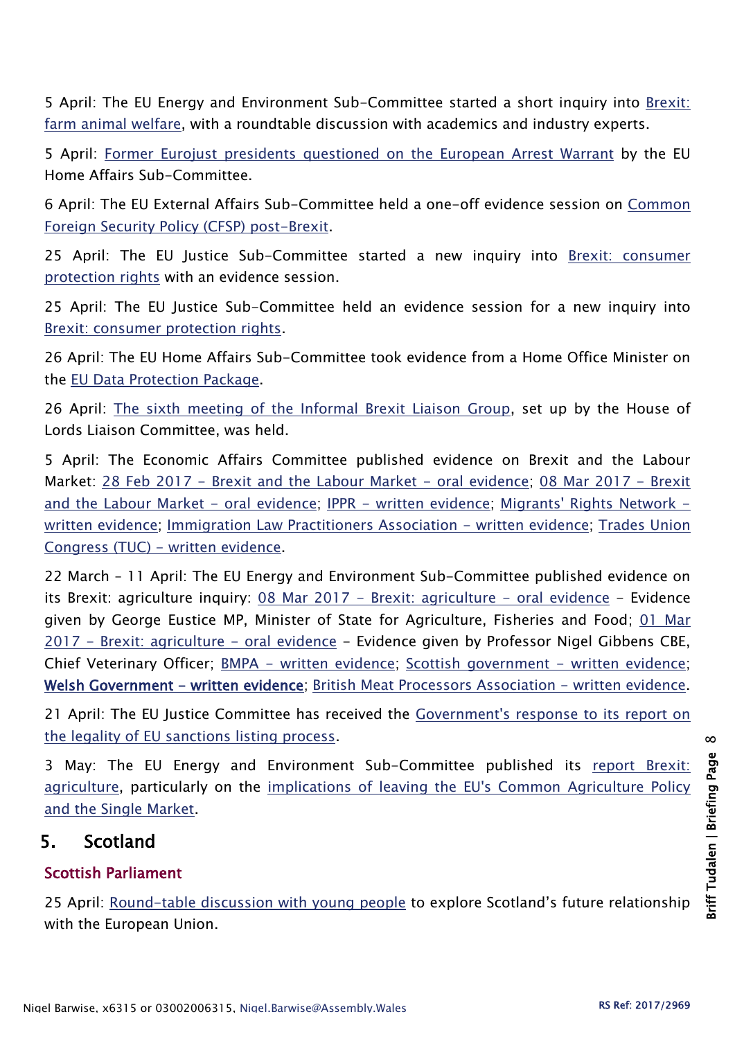5 April: The EU Energy and Environment Sub-Committee started a short inquiry into Brexit: farm animal welfare, with a roundtable discussion with academics and industry experts.

5 April: Former Eurojust presidents questioned on the European Arrest Warrant by the EU Home Affairs Sub-Committee.

6 April: The EU External Affairs Sub-Committee held a one-off evidence session on Common Foreign Security Policy (CFSP) post-Brexit.

25 April: The EU Justice Sub-Committee started a new inquiry into Brexit: consumer protection rights with an evidence session.

25 April: The EU Justice Sub-Committee held an evidence session for a new inquiry into Brexit: consumer protection rights.

26 April: The EU Home Affairs Sub-Committee took evidence from a Home Office Minister on the EU Data Protection Package.

26 April: The sixth meeting of the Informal Brexit Liaison Group, set up by the House of Lords Liaison Committee, was held.

5 April: The Economic Affairs Committee published evidence on Brexit and the Labour Market: 28 Feb 2017 - Brexit and the Labour Market - oral evidence; 08 Mar 2017 - Brexit and the Labour Market - oral evidence; IPPR - written evidence; Migrants' Rights Network - written evidence; Immigration Law Practitioners Association - written evidence; Trades Union Congress (TUC) - written evidence.

22 March – 11 April: The EU Energy and Environment Sub-Committee published evidence on its Brexit: agriculture inquiry: 08 Mar 2017 - Brexit: agriculture - oral evidence – Evidence given by George Eustice MP, Minister of State for Agriculture, Fisheries and Food; 01 Mar 2017 - Brexit: agriculture - oral evidence – Evidence given by Professor Nigel Gibbens CBE, Chief Veterinary Officer; BMPA - written evidence; Scottish government - written evidence; **Welsh Government - written evidence**; British Meat Processors Association - written evidence.

21 April: The EU Justice Committee has received the Government's response to its report on the legality of EU sanctions listing process.

3 May: The EU Energy and Environment Sub-Committee published its report Brexit: agriculture, particularly on the implications of leaving the EU's Common Agriculture Policy and the Single Market.

## 5. Scotland

### Scottish Parliament

25 April: Round-table discussion with young people to explore Scotland's future relationship with the European Union.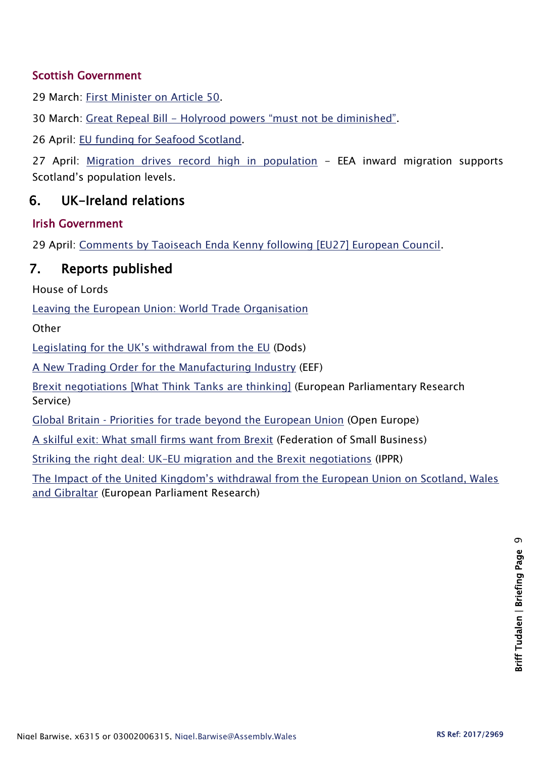### Scottish Government

29 March: First Minister on Article 50.

30 March: Great Repeal Bill – Holyrood powers "must not be diminished".

26 April: EU funding for Seafood Scotland.

27 April: Migration drives record high in population – EEA inward migration supports Scotland's population levels.

## 6. UK-Ireland relations

### Irish Government

29 April: Comments by Taoiseach Enda Kenny following [EU27] European Council.

## 7. Reports published

House of Lords

Leaving the European Union: World Trade Organisation

Other

Legislating for the UK's withdrawal from the EU (Dods)

A New Trading Order for the Manufacturing Industry (EEF)

Brexit negotiations [What Think Tanks are thinking] (European Parliamentary Research Service)

Global Britain - Priorities for trade beyond the European Union (Open Europe)

A skilful exit: What small firms want from Brexit (Federation of Small Business)

Striking the right deal: UK-EU migration and the Brexit negotiations (IPPR)

The Impact of the United Kingdom's withdrawal from the European Union on Scotland, Wales and Gibraltar (European Parliament Research)